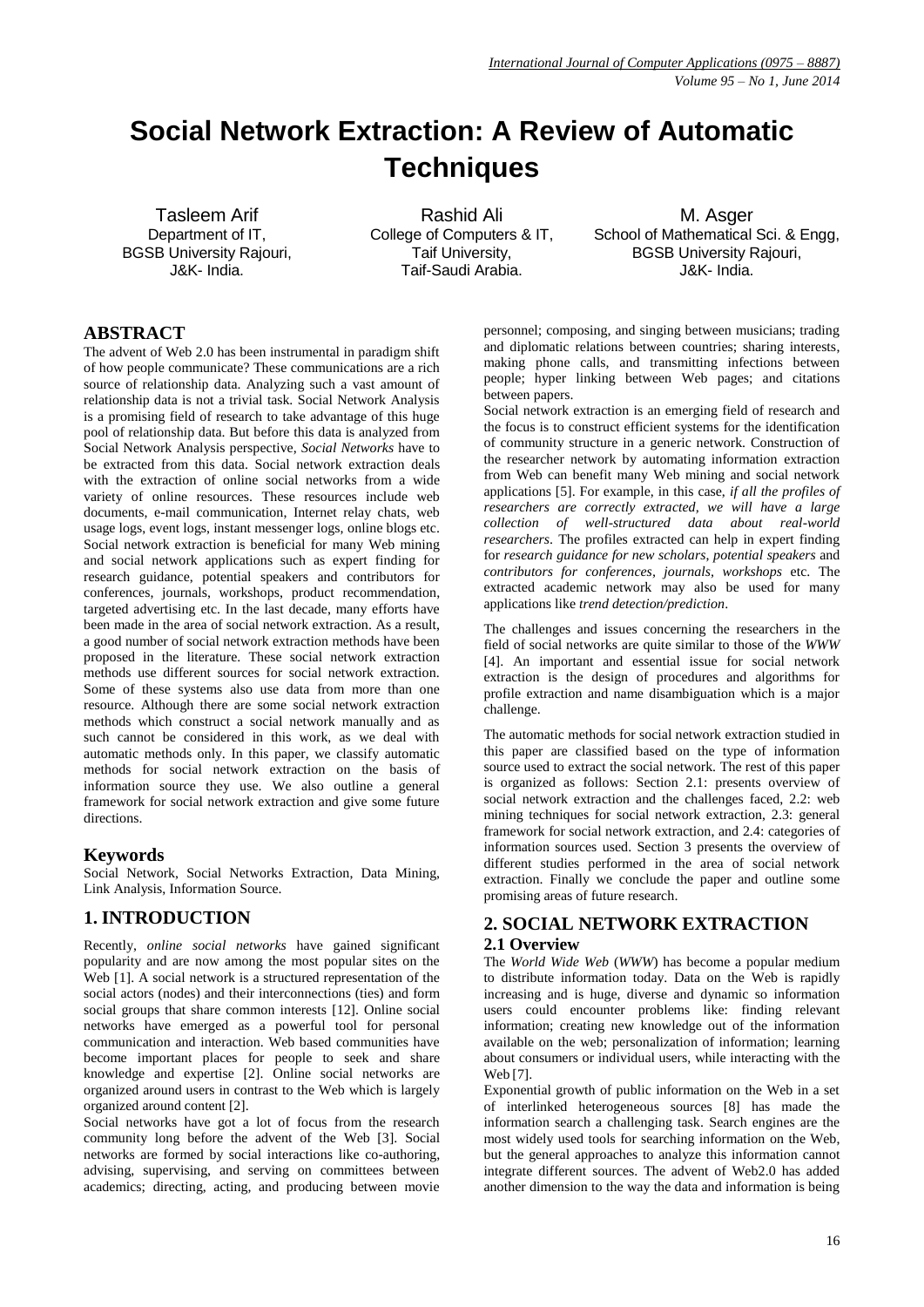# Social Network Extraction: A Review of Automatic Techniques

Tasleem Arif
Department of IT,
BGSB University Rajouri,
J&K- India.

Rashid Ali
College of Computers & IT,
Taif University,
Taif-Saudi Arabia.

M. Asger
School of Mathematical Sci. & Engg,
BGSB University Rajouri,
J&K- India.

## ABSTRACT

The advent of Web 2.0 has been instrumental in paradigm shift of how people communicate? These communications are a rich source of relationship data. Analyzing such a vast amount of relationship data is not a trivial task. Social Network Analysis is a promising field of research to take advantage of this huge pool of relationship data. But before this data is analyzed from Social Network Analysis perspective, *Social Networks* have to be extracted from this data. Social network extraction deals with the extraction of online social networks from a wide variety of online resources. These resources include web documents, e-mail communication, Internet relay chats, web usage logs, event logs, instant messenger logs, online blogs etc. Social network extraction is beneficial for many Web mining and social network applications such as expert finding for research guidance, potential speakers and contributors for conferences, journals, workshops, product recommendation, targeted advertising etc. In the last decade, many efforts have been made in the area of social network extraction. As a result, a good number of social network extraction methods have been proposed in the literature. These social network extraction methods use different sources for social network extraction. Some of these systems also use data from more than one resource. Although there are some social network extraction methods which construct a social network manually and as such cannot be considered in this work, as we deal with automatic methods only. In this paper, we classify automatic methods for social network extraction on the basis of information source they use. We also outline a general framework for social network extraction and give some future directions.

## Keywords

Social Network, Social Networks Extraction, Data Mining, Link Analysis, Information Source.

## 1. INTRODUCTION

Recently, *online social networks* have gained significant popularity and are now among the most popular sites on the Web [1]. A social network is a structured representation of the social actors (nodes) and their interconnections (ties) and form social groups that share common interests [12]. Online social networks have emerged as a powerful tool for personal communication and interaction. Web based communities have become important places for people to seek and share knowledge and expertise [2]. Online social networks are organized around users in contrast to the Web which is largely organized around content [2].

Social networks have got a lot of focus from the research community long before the advent of the Web [3]. Social networks are formed by social interactions like co-authoring, advising, supervising, and serving on committees between academics; directing, acting, and producing between movie personnel; composing, and singing between musicians; trading and diplomatic relations between countries; sharing interests, making phone calls, and transmitting infections between people; hyper linking between Web pages; and citations between papers.

Social network extraction is an emerging field of research and the focus is to construct efficient systems for the identification of community structure in a generic network. Construction of the researcher network by automating information extraction from Web can benefit many Web mining and social network applications [5]. For example, in this case, *if all the profiles of researchers are correctly extracted, we will have a large collection of well-structured data about real-world researchers*. The profiles extracted can help in expert finding for *research guidance for new scholars, potential speakers* and *contributors for conferences, journals, workshops* etc. The extracted academic network may also be used for many applications like *trend detection/prediction*.

The challenges and issues concerning the researchers in the field of social networks are quite similar to those of the *WWW* [4]. An important and essential issue for social network extraction is the design of procedures and algorithms for profile extraction and name disambiguation which is a major challenge.

The automatic methods for social network extraction studied in this paper are classified based on the type of information source used to extract the social network. The rest of this paper is organized as follows: Section 2.1: presents overview of social network extraction and the challenges faced, 2.2: web mining techniques for social network extraction, 2.3: general framework for social network extraction, and 2.4: categories of information sources used. Section 3 presents the overview of different studies performed in the area of social network extraction. Finally we conclude the paper and outline some promising areas of future research.

## 2. SOCIAL NETWORK EXTRACTION

### 2.1 Overview

The *World Wide Web* (*WWW*) has become a popular medium to distribute information today. Data on the Web is rapidly increasing and is huge, diverse and dynamic so information users could encounter problems like: finding relevant information; creating new knowledge out of the information available on the web; personalization of information; learning about consumers or individual users, while interacting with the Web [7].

Exponential growth of public information on the Web in a set of interlinked heterogeneous sources [8] has made the information search a challenging task. Search engines are the most widely used tools for searching information on the Web, but the general approaches to analyze this information cannot integrate different sources. The advent of Web2.0 has added another dimension to the way the data and information is being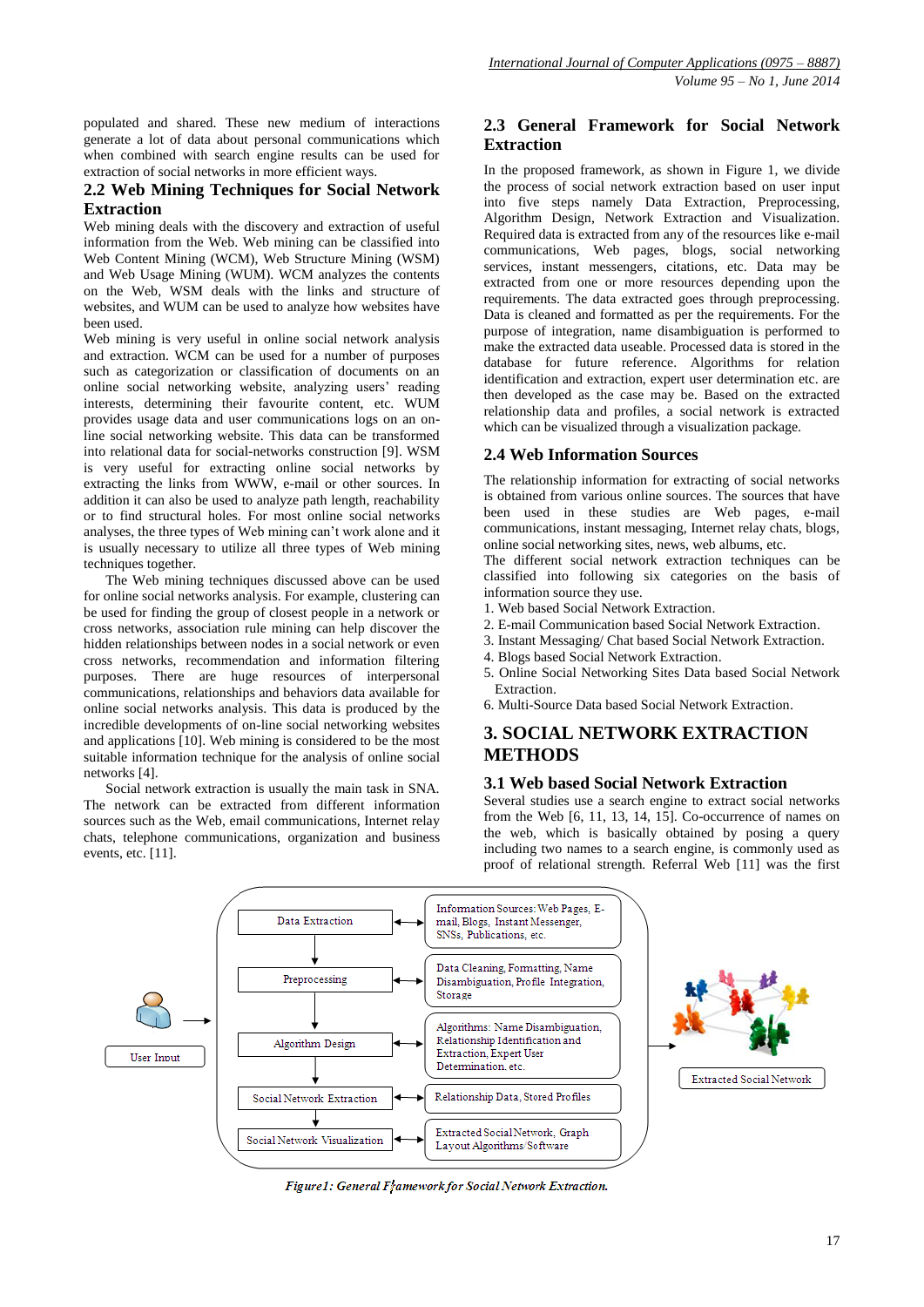populated and shared. These new medium of interactions generate a lot of data about personal communications which when combined with search engine results can be used for extraction of social networks in more efficient ways.

## 2.2 Web Mining Techniques for Social Network Extraction

Web mining deals with the discovery and extraction of useful information from the Web. Web mining can be classified into Web Content Mining (WCM), Web Structure Mining (WSM) and Web Usage Mining (WUM). WCM analyzes the contents on the Web, WSM deals with the links and structure of websites, and WUM can be used to analyze how websites have been used.

Web mining is very useful in online social network analysis and extraction. WCM can be used for a number of purposes such as categorization or classification of documents on an online social networking website, analyzing users' reading interests, determining their favourite content, etc. WUM provides usage data and user communications logs on an on-line social networking website. This data can be transformed into relational data for social-networks construction [9]. WSM is very useful for extracting online social networks by extracting the links from WWW, e-mail or other sources. In addition it can also be used to analyze path length, reachability or to find structural holes. For most online social networks analyses, the three types of Web mining can't work alone and it is usually necessary to utilize all three types of Web mining techniques together.

The Web mining techniques discussed above can be used for online social networks analysis. For example, clustering can be used for finding the group of closest people in a network or cross networks, association rule mining can help discover the hidden relationships between nodes in a social network or even cross networks, recommendation and information filtering purposes. There are huge resources of interpersonal communications, relationships and behaviors data available for online social networks analysis. This data is produced by the incredible developments of on-line social networking websites and applications [10]. Web mining is considered to be the most suitable information technique for the analysis of online social networks [4].

Social network extraction is usually the main task in SNA. The network can be extracted from different information sources such as the Web, email communications, Internet relay chats, telephone communications, organization and business events, etc. [11].

## 2.3 General Framework for Social Network Extraction

In the proposed framework, as shown in Figure 1, we divide the process of social network extraction based on user input into five steps namely Data Extraction, Preprocessing, Algorithm Design, Network Extraction and Visualization. Required data is extracted from any of the resources like e-mail communications, Web pages, blogs, social networking services, instant messengers, citations, etc. Data may be extracted from one or more resources depending upon the requirements. The data extracted goes through preprocessing. Data is cleaned and formatted as per the requirements. For the purpose of integration, name disambiguation is performed to make the extracted data useable. Processed data is stored in the database for future reference. Algorithms for relation identification and extraction, expert user determination etc. are then developed as the case may be. Based on the extracted relationship data and profiles, a social network is extracted which can be visualized through a visualization package.

## 2.4 Web Information Sources

The relationship information for extracting of social networks is obtained from various online sources. The sources that have been used in these studies are Web pages, e-mail communications, instant messaging, Internet relay chats, blogs, online social networking sites, news, web albums, etc.

The different social network extraction techniques can be classified into following six categories on the basis of information source they use.

1. Web based Social Network Extraction.
2. E-mail Communication based Social Network Extraction.
3. Instant Messaging/ Chat based Social Network Extraction.
4. Blogs based Social Network Extraction.
5. Online Social Networking Sites Data based Social Network Extraction.
6. Multi-Source Data based Social Network Extraction.

# 3. SOCIAL NETWORK EXTRACTION METHODS

## 3.1 Web based Social Network Extraction

Several studies use a search engine to extract social networks from the Web [6, 11, 13, 14, 15]. Co-occurrence of names on the web, which is basically obtained by posing a query including two names to a search engine, is commonly used as proof of relational strength. Referral Web [11] was the first

User Input → [Data Extraction ↔ Information Sources: Web Pages, E-mail, Blogs, Instant Messenger, SNSs, Publications, etc.] → [Preprocessing ↔ Data Cleaning, Formatting, Name Disambiguation, Profile Integration, Storage] → [Algorithm Design ↔ Algorithms: Name Disambiguation, Relationship Identification and Extraction, Expert User Determination, etc.] → [Social Network Extraction ↔ Relationship Data, Stored Profiles] → [Social Network Visualization ↔ Extracted Social Network, Graph Layout Algorithms/Software] → Extracted Social Network

*Figure1: General Framework for Social Network Extraction.*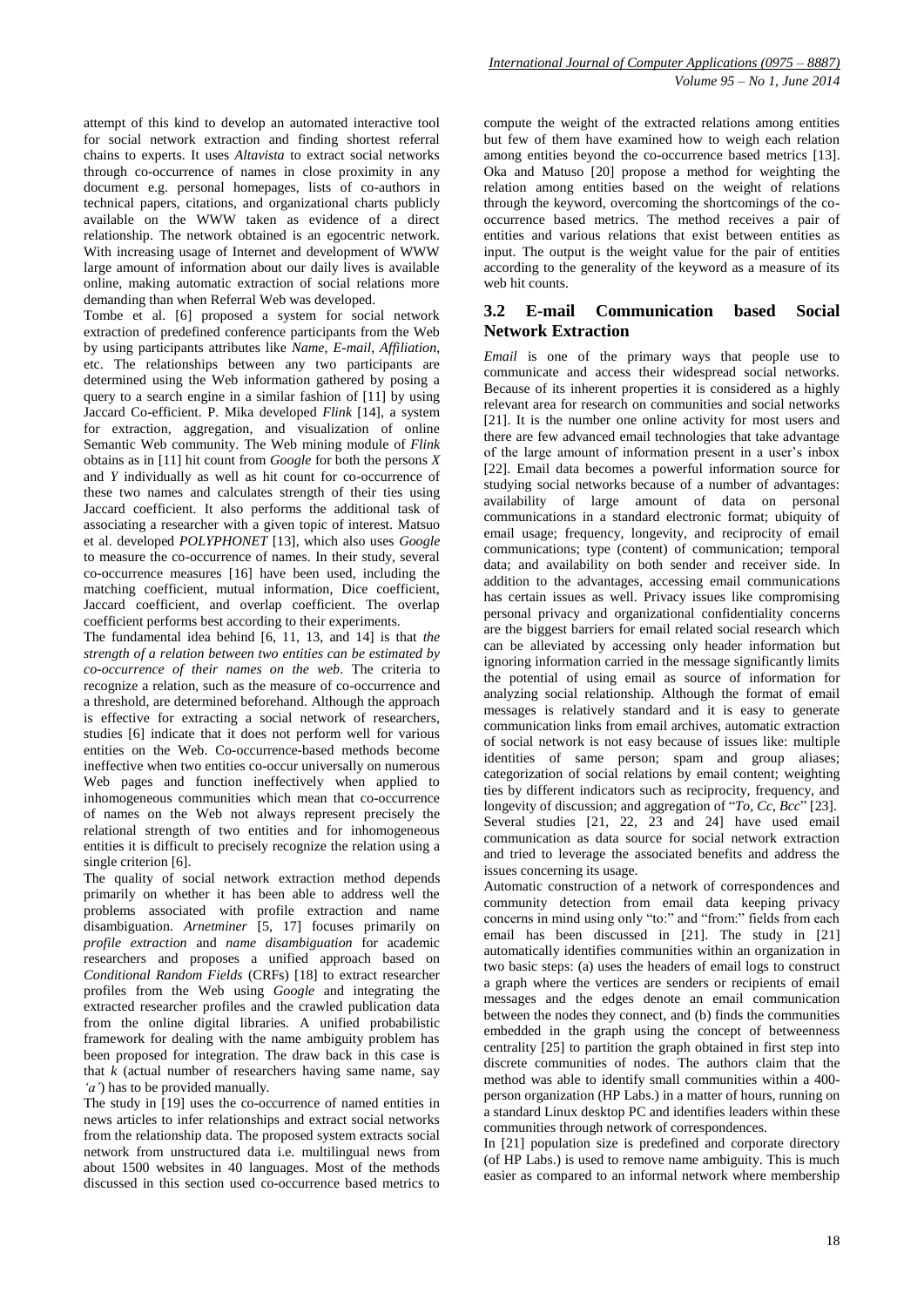attempt of this kind to develop an automated interactive tool for social network extraction and finding shortest referral chains to experts. It uses *Altavista* to extract social networks through co-occurrence of names in close proximity in any document e.g. personal homepages, lists of co-authors in technical papers, citations, and organizational charts publicly available on the WWW taken as evidence of a direct relationship. The network obtained is an egocentric network. With increasing usage of Internet and development of WWW large amount of information about our daily lives is available online, making automatic extraction of social relations more demanding than when Referral Web was developed.

Tombe et al. [6] proposed a system for social network extraction of predefined conference participants from the Web by using participants attributes like *Name*, *E-mail*, *Affiliation*, etc. The relationships between any two participants are determined using the Web information gathered by posing a query to a search engine in a similar fashion of [11] by using Jaccard Co-efficient. P. Mika developed *Flink* [14], a system for extraction, aggregation, and visualization of online Semantic Web community. The Web mining module of *Flink* obtains as in [11] hit count from *Google* for both the persons *X* and *Y* individually as well as hit count for co-occurrence of these two names and calculates strength of their ties using Jaccard coefficient. It also performs the additional task of associating a researcher with a given topic of interest. Matsuo et al. developed *POLYPHONET* [13], which also uses *Google* to measure the co-occurrence of names. In their study, several co-occurrence measures [16] have been used, including the matching coefficient, mutual information, Dice coefficient, Jaccard coefficient, and overlap coefficient. The overlap coefficient performs best according to their experiments.

The fundamental idea behind [6, 11, 13, and 14] is that *the strength of a relation between two entities can be estimated by co-occurrence of their names on the web*. The criteria to recognize a relation, such as the measure of co-occurrence and a threshold, are determined beforehand. Although the approach is effective for extracting a social network of researchers, studies [6] indicate that it does not perform well for various entities on the Web. Co-occurrence-based methods become ineffective when two entities co-occur universally on numerous Web pages and function ineffectively when applied to inhomogeneous communities which mean that co-occurrence of names on the Web not always represent precisely the relational strength of two entities and for inhomogeneous entities it is difficult to precisely recognize the relation using a single criterion [6].

The quality of social network extraction method depends primarily on whether it has been able to address well the problems associated with profile extraction and name disambiguation. *Arnetminer* [5, 17] focuses primarily on *profile extraction* and *name disambiguation* for academic researchers and proposes a unified approach based on *Conditional Random Fields* (CRFs) [18] to extract researcher profiles from the Web using *Google* and integrating the extracted researcher profiles and the crawled publication data from the online digital libraries. A unified probabilistic framework for dealing with the name ambiguity problem has been proposed for integration. The draw back in this case is that *k* (actual number of researchers having same name, say *'a'*) has to be provided manually.

The study in [19] uses the co-occurrence of named entities in news articles to infer relationships and extract social networks from the relationship data. The proposed system extracts social network from unstructured data i.e. multilingual news from about 1500 websites in 40 languages. Most of the methods discussed in this section used co-occurrence based metrics to compute the weight of the extracted relations among entities but few of them have examined how to weigh each relation among entities beyond the co-occurrence based metrics [13]. Oka and Matuso [20] propose a method for weighting the relation among entities based on the weight of relations through the keyword, overcoming the shortcomings of the co-occurrence based metrics. The method receives a pair of entities and various relations that exist between entities as input. The output is the weight value for the pair of entities according to the generality of the keyword as a measure of its web hit counts.

### 3.2 E-mail Communication based Social Network Extraction

*Email* is one of the primary ways that people use to communicate and access their widespread social networks. Because of its inherent properties it is considered as a highly relevant area for research on communities and social networks [21]. It is the number one online activity for most users and there are few advanced email technologies that take advantage of the large amount of information present in a user's inbox [22]. Email data becomes a powerful information source for studying social networks because of a number of advantages: availability of large amount of data on personal communications in a standard electronic format; ubiquity of email usage; frequency, longevity, and reciprocity of email communications; type (content) of communication; temporal data; and availability on both sender and receiver side. In addition to the advantages, accessing email communications has certain issues as well. Privacy issues like compromising personal privacy and organizational confidentiality concerns are the biggest barriers for email related social research which can be alleviated by accessing only header information but ignoring information carried in the message significantly limits the potential of using email as source of information for analyzing social relationship. Although the format of email messages is relatively standard and it is easy to generate communication links from email archives, automatic extraction of social network is not easy because of issues like: multiple identities of same person; spam and group aliases; categorization of social relations by email content; weighting ties by different indicators such as reciprocity, frequency, and longevity of discussion; and aggregation of "*To, Cc, Bcc*" [23]. Several studies [21, 22, 23 and 24] have used email communication as data source for social network extraction and tried to leverage the associated benefits and address the issues concerning its usage.

Automatic construction of a network of correspondences and community detection from email data keeping privacy concerns in mind using only "to:" and "from:" fields from each email has been discussed in [21]. The study in [21] automatically identifies communities within an organization in two basic steps: (a) uses the headers of email logs to construct a graph where the vertices are senders or recipients of email messages and the edges denote an email communication between the nodes they connect, and (b) finds the communities embedded in the graph using the concept of betweenness centrality [25] to partition the graph obtained in first step into discrete communities of nodes. The authors claim that the method was able to identify small communities within a 400-person organization (HP Labs.) in a matter of hours, running on a standard Linux desktop PC and identifies leaders within these communities through network of correspondences.

In [21] population size is predefined and corporate directory (of HP Labs.) is used to remove name ambiguity. This is much easier as compared to an informal network where membership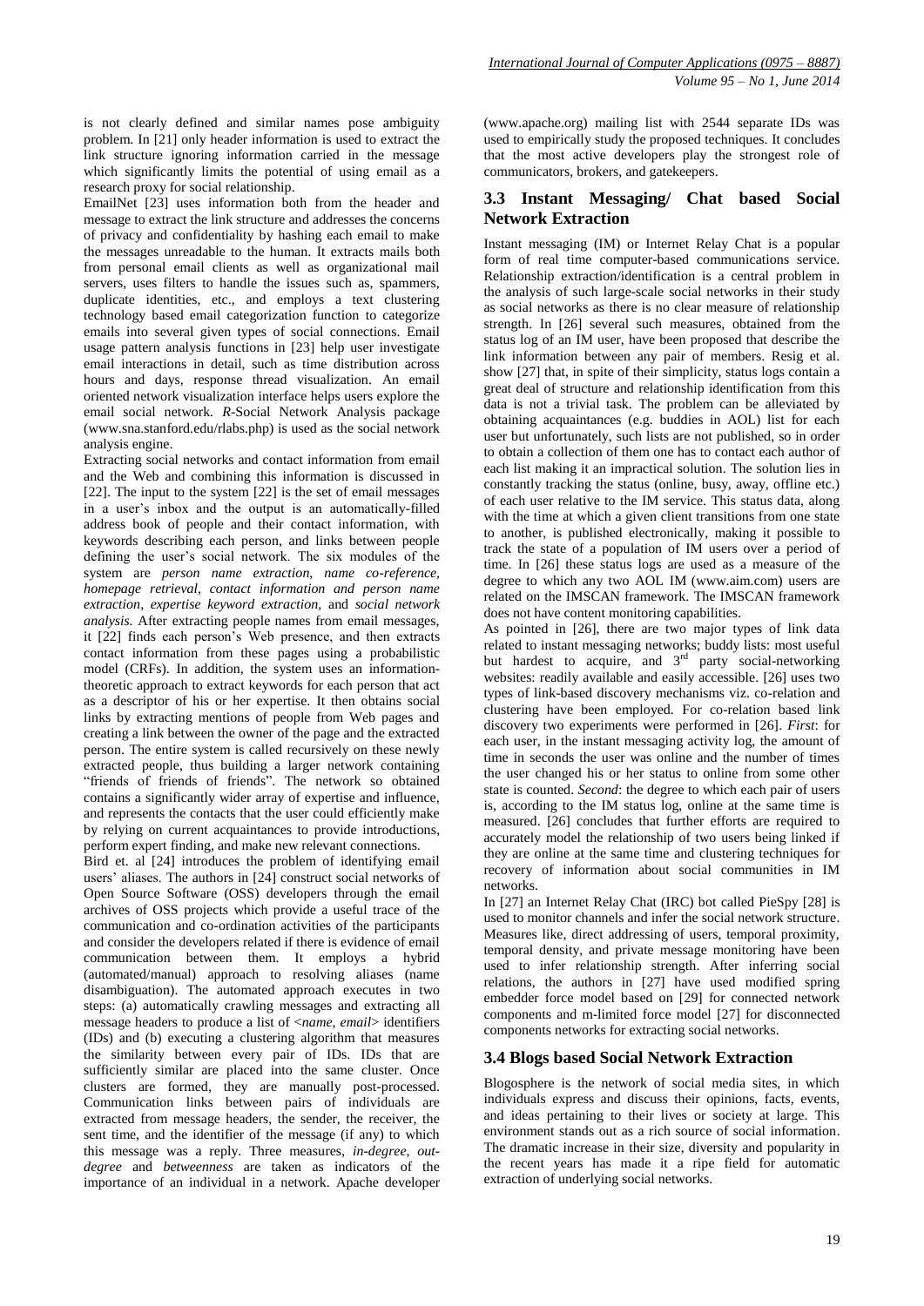is not clearly defined and similar names pose ambiguity problem. In [21] only header information is used to extract the link structure ignoring information carried in the message which significantly limits the potential of using email as a research proxy for social relationship.

EmailNet [23] uses information both from the header and message to extract the link structure and addresses the concerns of privacy and confidentiality by hashing each email to make the messages unreadable to the human. It extracts mails both from personal email clients as well as organizational mail servers, uses filters to handle the issues such as, spammers, duplicate identities, etc., and employs a text clustering technology based email categorization function to categorize emails into several given types of social connections. Email usage pattern analysis functions in [23] help user investigate email interactions in detail, such as time distribution across hours and days, response thread visualization. An email oriented network visualization interface helps users explore the email social network. *R*-Social Network Analysis package (www.sna.stanford.edu/rlabs.php) is used as the social network analysis engine.

Extracting social networks and contact information from email and the Web and combining this information is discussed in [22]. The input to the system [22] is the set of email messages in a user's inbox and the output is an automatically-filled address book of people and their contact information, with keywords describing each person, and links between people defining the user's social network. The six modules of the system are *person name extraction, name co-reference, homepage retrieval, contact information and person name extraction, expertise keyword extraction,* and *social network analysis.* After extracting people names from email messages, it [22] finds each person's Web presence, and then extracts contact information from these pages using a probabilistic model (CRFs). In addition, the system uses an information-theoretic approach to extract keywords for each person that act as a descriptor of his or her expertise. It then obtains social links by extracting mentions of people from Web pages and creating a link between the owner of the page and the extracted person. The entire system is called recursively on these newly extracted people, thus building a larger network containing "friends of friends". The network so obtained contains a significantly wider array of expertise and influence, and represents the contacts that the user could efficiently make by relying on current acquaintances to provide introductions, perform expert finding, and make new relevant connections.

Bird et. al [24] introduces the problem of identifying email users' aliases. The authors in [24] construct social networks of Open Source Software (OSS) developers through the email archives of OSS projects which provide a useful trace of the communication and co-ordination activities of the participants and consider the developers related if there is evidence of email communication between them. It employs a hybrid (automated/manual) approach to resolving aliases (name disambiguation). The automated approach executes in two steps: (a) automatically crawling messages and extracting all message headers to produce a list of <*name, email*> identifiers (IDs) and (b) executing a clustering algorithm that measures the similarity between every pair of IDs. IDs that are sufficiently similar are placed into the same cluster. Once clusters are formed, they are manually post-processed. Communication links between pairs of individuals are extracted from message headers, the sender, the receiver, the sent time, and the identifier of the message (if any) to which this message was a reply. Three measures, *in-degree, out-degree* and *betweenness* are taken as indicators of the importance of an individual in a network. Apache developer (www.apache.org) mailing list with 2544 separate IDs was used to empirically study the proposed techniques. It concludes that the most active developers play the strongest role of communicators, brokers, and gatekeepers.

### 3.3 Instant Messaging/ Chat based Social Network Extraction

Instant messaging (IM) or Internet Relay Chat is a popular form of real time computer-based communications service. Relationship extraction/identification is a central problem in the analysis of such large-scale social networks in their study as social networks as there is no clear measure of relationship strength. In [26] several such measures, obtained from the status log of an IM user, have been proposed that describe the link information between any pair of members. Resig et al. show [27] that, in spite of their simplicity, status logs contain a great deal of structure and relationship identification from this data is not a trivial task. The problem can be alleviated by obtaining acquaintances (e.g. buddies in AOL) list for each user but unfortunately, such lists are not published, so in order to obtain a collection of them one has to contact each author of each list making it an impractical solution. The solution lies in constantly tracking the status (online, busy, away, offline etc.) of each user relative to the IM service. This status data, along with the time at which a given client transitions from one state to another, is published electronically, making it possible to track the state of a population of IM users over a period of time. In [26] these status logs are used as a measure of the degree to which any two AOL IM (www.aim.com) users are related on the IMSCAN framework. The IMSCAN framework does not have content monitoring capabilities.

As pointed in [26], there are two major types of link data related to instant messaging networks; buddy lists: most useful but hardest to acquire, and 3rd party social-networking websites: readily available and easily accessible. [26] uses two types of link-based discovery mechanisms viz. co-relation and clustering have been employed. For co-relation based link discovery two experiments were performed in [26]. *First*: for each user, in the instant messaging activity log, the amount of time in seconds the user was online and the number of times the user changed his or her status to online from some other state is counted. *Second*: the degree to which each pair of users is, according to the IM status log, online at the same time is measured. [26] concludes that further efforts are required to accurately model the relationship of two users being linked if they are online at the same time and clustering techniques for recovery of information about social communities in IM networks.

In [27] an Internet Relay Chat (IRC) bot called PieSpy [28] is used to monitor channels and infer the social network structure. Measures like, direct addressing of users, temporal proximity, temporal density, and private message monitoring have been used to infer relationship strength. After inferring social relations, the authors in [27] have used modified spring embedder force model based on [29] for connected network components and m-limited force model [27] for disconnected components networks for extracting social networks.

### 3.4 Blogs based Social Network Extraction

Blogosphere is the network of social media sites, in which individuals express and discuss their opinions, facts, events, and ideas pertaining to their lives or society at large. This environment stands out as a rich source of social information. The dramatic increase in their size, diversity and popularity in the recent years has made it a ripe field for automatic extraction of underlying social networks.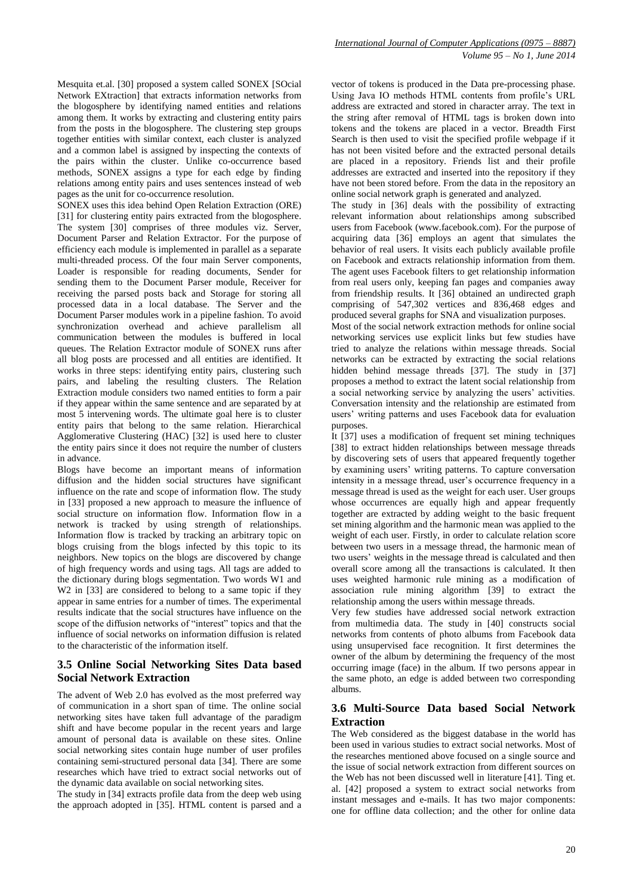Mesquita et.al. [30] proposed a system called SONEX [SOcial Network EXtraction] that extracts information networks from the blogosphere by identifying named entities and relations among them. It works by extracting and clustering entity pairs from the posts in the blogosphere. The clustering step groups together entities with similar context, each cluster is analyzed and a common label is assigned by inspecting the contexts of the pairs within the cluster. Unlike co-occurrence based methods, SONEX assigns a type for each edge by finding relations among entity pairs and uses sentences instead of web pages as the unit for co-occurrence resolution.

SONEX uses this idea behind Open Relation Extraction (ORE) [31] for clustering entity pairs extracted from the blogosphere. The system [30] comprises of three modules viz. Server, Document Parser and Relation Extractor. For the purpose of efficiency each module is implemented in parallel as a separate multi-threaded process. Of the four main Server components, Loader is responsible for reading documents, Sender for sending them to the Document Parser module, Receiver for receiving the parsed posts back and Storage for storing all processed data in a local database. The Server and the Document Parser modules work in a pipeline fashion. To avoid synchronization overhead and achieve parallelism all communication between the modules is buffered in local queues. The Relation Extractor module of SONEX runs after all blog posts are processed and all entities are identified. It works in three steps: identifying entity pairs, clustering such pairs, and labeling the resulting clusters. The Relation Extraction module considers two named entities to form a pair if they appear within the same sentence and are separated by at most 5 intervening words. The ultimate goal here is to cluster entity pairs that belong to the same relation. Hierarchical Agglomerative Clustering (HAC) [32] is used here to cluster the entity pairs since it does not require the number of clusters in advance.

Blogs have become an important means of information diffusion and the hidden social structures have significant influence on the rate and scope of information flow. The study in [33] proposed a new approach to measure the influence of social structure on information flow. Information flow in a network is tracked by using strength of relationships. Information flow is tracked by tracking an arbitrary topic on blogs cruising from the blogs infected by this topic to its neighbors. New topics on the blogs are discovered by change of high frequency words and using tags. All tags are added to the dictionary during blogs segmentation. Two words W1 and W2 in [33] are considered to belong to a same topic if they appear in same entries for a number of times. The experimental results indicate that the social structures have influence on the scope of the diffusion networks of "interest" topics and that the influence of social networks on information diffusion is related to the characteristic of the information itself.

### 3.5 Online Social Networking Sites Data based Social Network Extraction

The advent of Web 2.0 has evolved as the most preferred way of communication in a short span of time. The online social networking sites have taken full advantage of the paradigm shift and have become popular in the recent years and large amount of personal data is available on these sites. Online social networking sites contain huge number of user profiles containing semi-structured personal data [34]. There are some researches which have tried to extract social networks out of the dynamic data available on social networking sites.

The study in [34] extracts profile data from the deep web using the approach adopted in [35]. HTML content is parsed and a vector of tokens is produced in the Data pre-processing phase. Using Java IO methods HTML contents from profile's URL address are extracted and stored in character array. The text in the string after removal of HTML tags is broken down into tokens and the tokens are placed in a vector. Breadth First Search is then used to visit the specified profile webpage if it has not been visited before and the extracted personal details are placed in a repository. Friends list and their profile addresses are extracted and inserted into the repository if they have not been stored before. From the data in the repository an online social network graph is generated and analyzed.

The study in [36] deals with the possibility of extracting relevant information about relationships among subscribed users from Facebook (www.facebook.com). For the purpose of acquiring data [36] employs an agent that simulates the behavior of real users. It visits each publicly available profile on Facebook and extracts relationship information from them. The agent uses Facebook filters to get relationship information from real users only, keeping fan pages and companies away from friendship results. It [36] obtained an undirected graph comprising of 547,302 vertices and 836,468 edges and produced several graphs for SNA and visualization purposes.

Most of the social network extraction methods for online social networking services use explicit links but few studies have tried to analyze the relations within message threads. Social networks can be extracted by extracting the social relations hidden behind message threads [37]. The study in [37] proposes a method to extract the latent social relationship from a social networking service by analyzing the users' activities. Conversation intensity and the relationship are estimated from users' writing patterns and uses Facebook data for evaluation purposes.

It [37] uses a modification of frequent set mining techniques [38] to extract hidden relationships between message threads by discovering sets of users that appeared frequently together by examining users' writing patterns. To capture conversation intensity in a message thread, user's occurrence frequency in a message thread is used as the weight for each user. User groups whose occurrences are equally high and appear frequently together are extracted by adding weight to the basic frequent set mining algorithm and the harmonic mean was applied to the weight of each user. Firstly, in order to calculate relation score between two users in a message thread, the harmonic mean of two users' weights in the message thread is calculated and then overall score among all the transactions is calculated. It then uses weighted harmonic rule mining as a modification of association rule mining algorithm [39] to extract the relationship among the users within message threads.

Very few studies have addressed social network extraction from multimedia data. The study in [40] constructs social networks from contents of photo albums from Facebook data using unsupervised face recognition. It first determines the owner of the album by determining the frequency of the most occurring image (face) in the album. If two persons appear in the same photo, an edge is added between two corresponding albums.

### 3.6 Multi-Source Data based Social Network Extraction

The Web considered as the biggest database in the world has been used in various studies to extract social networks. Most of the researches mentioned above focused on a single source and the issue of social network extraction from different sources on the Web has not been discussed well in literature [41]. Ting et. al. [42] proposed a system to extract social networks from instant messages and e-mails. It has two major components: one for offline data collection; and the other for online data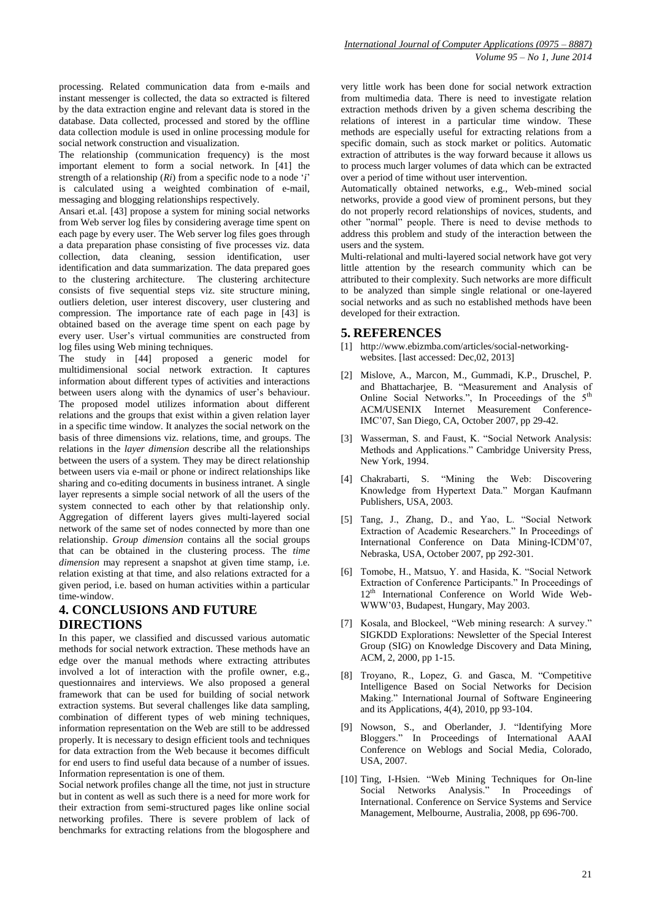processing. Related communication data from e-mails and instant messenger is collected, the data so extracted is filtered by the data extraction engine and relevant data is stored in the database. Data collected, processed and stored by the offline data collection module is used in online processing module for social network construction and visualization.

The relationship (communication frequency) is the most important element to form a social network. In [41] the strength of a relationship (*Ri*) from a specific node to a node '*i*' is calculated using a weighted combination of e-mail, messaging and blogging relationships respectively.

Ansari et.al. [43] propose a system for mining social networks from Web server log files by considering average time spent on each page by every user. The Web server log files goes through a data preparation phase consisting of five processes viz. data collection, data cleaning, session identification, user identification and data summarization. The data prepared goes to the clustering architecture. The clustering architecture consists of five sequential steps viz. site structure mining, outliers deletion, user interest discovery, user clustering and compression. The importance rate of each page in [43] is obtained based on the average time spent on each page by every user. User's virtual communities are constructed from log files using Web mining techniques.

The study in [44] proposed a generic model for multidimensional social network extraction. It captures information about different types of activities and interactions between users along with the dynamics of user's behaviour. The proposed model utilizes information about different relations and the groups that exist within a given relation layer in a specific time window. It analyzes the social network on the basis of three dimensions viz. relations, time, and groups. The relations in the *layer dimension* describe all the relationships between the users of a system. They may be direct relationship between users via e-mail or phone or indirect relationships like sharing and co-editing documents in business intranet. A single layer represents a simple social network of all the users of the system connected to each other by that relationship only. Aggregation of different layers gives multi-layered social network of the same set of nodes connected by more than one relationship. *Group dimension* contains all the social groups that can be obtained in the clustering process. The *time dimension* may represent a snapshot at given time stamp, i.e. relation existing at that time, and also relations extracted for a given period, i.e. based on human activities within a particular time-window.

## 4. CONCLUSIONS AND FUTURE DIRECTIONS

In this paper, we classified and discussed various automatic methods for social network extraction. These methods have an edge over the manual methods where extracting attributes involved a lot of interaction with the profile owner, e.g., questionnaires and interviews. We also proposed a general framework that can be used for building of social network extraction systems. But several challenges like data sampling, combination of different types of web mining techniques, information representation on the Web are still to be addressed properly. It is necessary to design efficient tools and techniques for data extraction from the Web because it becomes difficult for end users to find useful data because of a number of issues. Information representation is one of them.

Social network profiles change all the time, not just in structure but in content as well as such there is a need for more work for their extraction from semi-structured pages like online social networking profiles. There is severe problem of lack of benchmarks for extracting relations from the blogosphere and very little work has been done for social network extraction from multimedia data. There is need to investigate relation extraction methods driven by a given schema describing the relations of interest in a particular time window. These methods are especially useful for extracting relations from a specific domain, such as stock market or politics. Automatic extraction of attributes is the way forward because it allows us to process much larger volumes of data which can be extracted over a period of time without user intervention.

Automatically obtained networks, e.g., Web-mined social networks, provide a good view of prominent persons, but they do not properly record relationships of novices, students, and other "normal" people. There is need to devise methods to address this problem and study of the interaction between the users and the system.

Multi-relational and multi-layered social network have got very little attention by the research community which can be attributed to their complexity. Such networks are more difficult to be analyzed than simple single relational or one-layered social networks and as such no established methods have been developed for their extraction.

## 5. REFERENCES

[1] http://www.ebizmba.com/articles/social-networking-websites. [last accessed: Dec,02, 2013]

[2] Mislove, A., Marcon, M., Gummadi, K.P., Druschel, P. and Bhattacharjee, B. "Measurement and Analysis of Online Social Networks.", In Proceedings of the 5th ACM/USENIX Internet Measurement Conference-IMC'07, San Diego, CA, October 2007, pp 29-42.

[3] Wasserman, S. and Faust, K. "Social Network Analysis: Methods and Applications." Cambridge University Press, New York, 1994.

[4] Chakrabarti, S. "Mining the Web: Discovering Knowledge from Hypertext Data." Morgan Kaufmann Publishers, USA, 2003.

[5] Tang, J., Zhang, D., and Yao, L. "Social Network Extraction of Academic Researchers." In Proceedings of International Conference on Data Mining-ICDM'07, Nebraska, USA, October 2007, pp 292-301.

[6] Tomobe, H., Matsuo, Y. and Hasida, K. "Social Network Extraction of Conference Participants." In Proceedings of 12th International Conference on World Wide Web-WWW'03, Budapest, Hungary, May 2003.

[7] Kosala, and Blockeel, "Web mining research: A survey." SIGKDD Explorations: Newsletter of the Special Interest Group (SIG) on Knowledge Discovery and Data Mining, ACM, 2, 2000, pp 1-15.

[8] Troyano, R., Lopez, G. and Gasca, M. "Competitive Intelligence Based on Social Networks for Decision Making." International Journal of Software Engineering and its Applications, 4(4), 2010, pp 93-104.

[9] Nowson, S., and Oberlander, J. "Identifying More Bloggers." In Proceedings of International AAAI Conference on Weblogs and Social Media, Colorado, USA, 2007.

[10] Ting, I-Hsien. "Web Mining Techniques for On-line Social Networks Analysis." In Proceedings of International. Conference on Service Systems and Service Management, Melbourne, Australia, 2008, pp 696-700.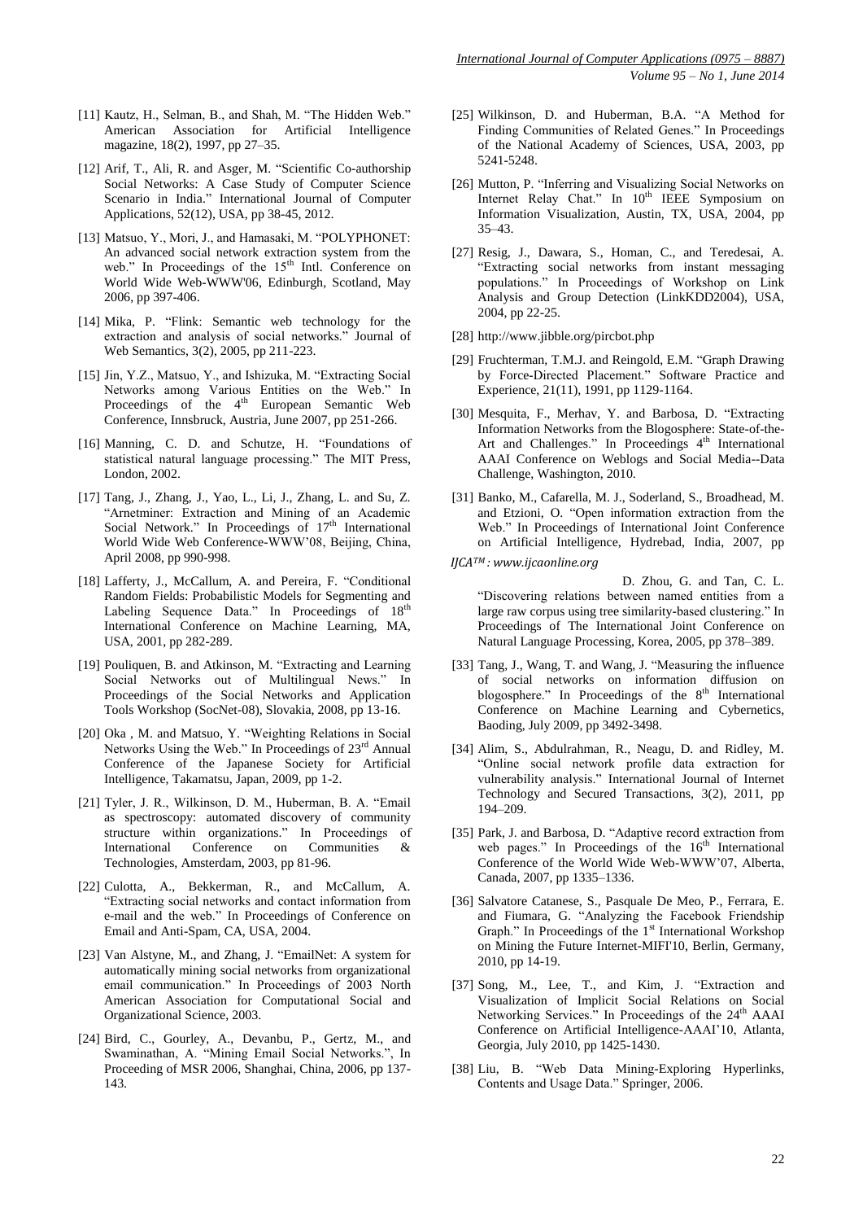[11] Kautz, H., Selman, B., and Shah, M. "The Hidden Web." American Association for Artificial Intelligence magazine, 18(2), 1997, pp 27–35.

[12] Arif, T., Ali, R. and Asger, M. "Scientific Co-authorship Social Networks: A Case Study of Computer Science Scenario in India." International Journal of Computer Applications, 52(12), USA, pp 38-45, 2012.

[13] Matsuo, Y., Mori, J., and Hamasaki, M. "POLYPHONET: An advanced social network extraction system from the web." In Proceedings of the 15th Intl. Conference on World Wide Web-WWW'06, Edinburgh, Scotland, May 2006, pp 397-406.

[14] Mika, P. "Flink: Semantic web technology for the extraction and analysis of social networks." Journal of Web Semantics, 3(2), 2005, pp 211-223.

[15] Jin, Y.Z., Matsuo, Y., and Ishizuka, M. "Extracting Social Networks among Various Entities on the Web." In Proceedings of the 4th European Semantic Web Conference, Innsbruck, Austria, June 2007, pp 251-266.

[16] Manning, C. D. and Schutze, H. "Foundations of statistical natural language processing." The MIT Press, London, 2002.

[17] Tang, J., Zhang, J., Yao, L., Li, J., Zhang, L. and Su, Z. "Arnetminer: Extraction and Mining of an Academic Social Network." In Proceedings of 17th International World Wide Web Conference-WWW'08, Beijing, China, April 2008, pp 990-998.

[18] Lafferty, J., McCallum, A. and Pereira, F. "Conditional Random Fields: Probabilistic Models for Segmenting and Labeling Sequence Data." In Proceedings of 18th International Conference on Machine Learning, MA, USA, 2001, pp 282-289.

[19] Pouliquen, B. and Atkinson, M. "Extracting and Learning Social Networks out of Multilingual News." In Proceedings of the Social Networks and Application Tools Workshop (SocNet-08), Slovakia, 2008, pp 13-16.

[20] Oka , M. and Matsuo, Y. "Weighting Relations in Social Networks Using the Web." In Proceedings of 23rd Annual Conference of the Japanese Society for Artificial Intelligence, Takamatsu, Japan, 2009, pp 1-2.

[21] Tyler, J. R., Wilkinson, D. M., Huberman, B. A. "Email as spectroscopy: automated discovery of community structure within organizations." In Proceedings of International Conference on Communities & Technologies, Amsterdam, 2003, pp 81-96.

[22] Culotta, A., Bekkerman, R., and McCallum, A. "Extracting social networks and contact information from e-mail and the web." In Proceedings of Conference on Email and Anti-Spam, CA, USA, 2004.

[23] Van Alstyne, M., and Zhang, J. "EmailNet: A system for automatically mining social networks from organizational email communication." In Proceedings of 2003 North American Association for Computational Social and Organizational Science, 2003.

[24] Bird, C., Gourley, A., Devanbu, P., Gertz, M., and Swaminathan, A. "Mining Email Social Networks.", In Proceeding of MSR 2006, Shanghai, China, 2006, pp 137-143.

[25] Wilkinson, D. and Huberman, B.A. "A Method for Finding Communities of Related Genes." In Proceedings of the National Academy of Sciences, USA, 2003, pp 5241-5248.

[26] Mutton, P. "Inferring and Visualizing Social Networks on Internet Relay Chat." In 10th IEEE Symposium on Information Visualization, Austin, TX, USA, 2004, pp 35–43.

[27] Resig, J., Dawara, S., Homan, C., and Teredesai, A. "Extracting social networks from instant messaging populations." In Proceedings of Workshop on Link Analysis and Group Detection (LinkKDD2004), USA, 2004, pp 22-25.

[28] http://www.jibble.org/pircbot.php

[29] Fruchterman, T.M.J. and Reingold, E.M. "Graph Drawing by Force-Directed Placement." Software Practice and Experience, 21(11), 1991, pp 1129-1164.

[30] Mesquita, F., Merhav, Y. and Barbosa, D. "Extracting Information Networks from the Blogosphere: State-of-the-Art and Challenges." In Proceedings 4th International AAAI Conference on Weblogs and Social Media--Data Challenge, Washington, 2010.

[31] Banko, M., Cafarella, M. J., Soderland, S., Broadhead, M. and Etzioni, O. "Open information extraction from the Web." In Proceedings of International Joint Conference on Artificial Intelligence, Hydrebad, India, 2007, pp

D. Zhou, G. and Tan, C. L. "Discovering relations between named entities from a large raw corpus using tree similarity-based clustering." In Proceedings of The International Joint Conference on Natural Language Processing, Korea, 2005, pp 378–389.

[33] Tang, J., Wang, T. and Wang, J. "Measuring the influence of social networks on information diffusion on blogosphere." In Proceedings of the 8th International Conference on Machine Learning and Cybernetics, Baoding, July 2009, pp 3492-3498.

[34] Alim, S., Abdulrahman, R., Neagu, D. and Ridley, M. "Online social network profile data extraction for vulnerability analysis." International Journal of Internet Technology and Secured Transactions, 3(2), 2011, pp 194–209.

[35] Park, J. and Barbosa, D. "Adaptive record extraction from web pages." In Proceedings of the 16th International Conference of the World Wide Web-WWW'07, Alberta, Canada, 2007, pp 1335–1336.

[36] Salvatore Catanese, S., Pasquale De Meo, P., Ferrara, E. and Fiumara, G. "Analyzing the Facebook Friendship Graph." In Proceedings of the 1st International Workshop on Mining the Future Internet-MIFI'10, Berlin, Germany, 2010, pp 14-19.

[37] Song, M., Lee, T., and Kim, J. "Extraction and Visualization of Implicit Social Relations on Social Networking Services." In Proceedings of the 24th AAAI Conference on Artificial Intelligence-AAAI'10, Atlanta, Georgia, July 2010, pp 1425-1430.

[38] Liu, B. "Web Data Mining-Exploring Hyperlinks, Contents and Usage Data." Springer, 2006.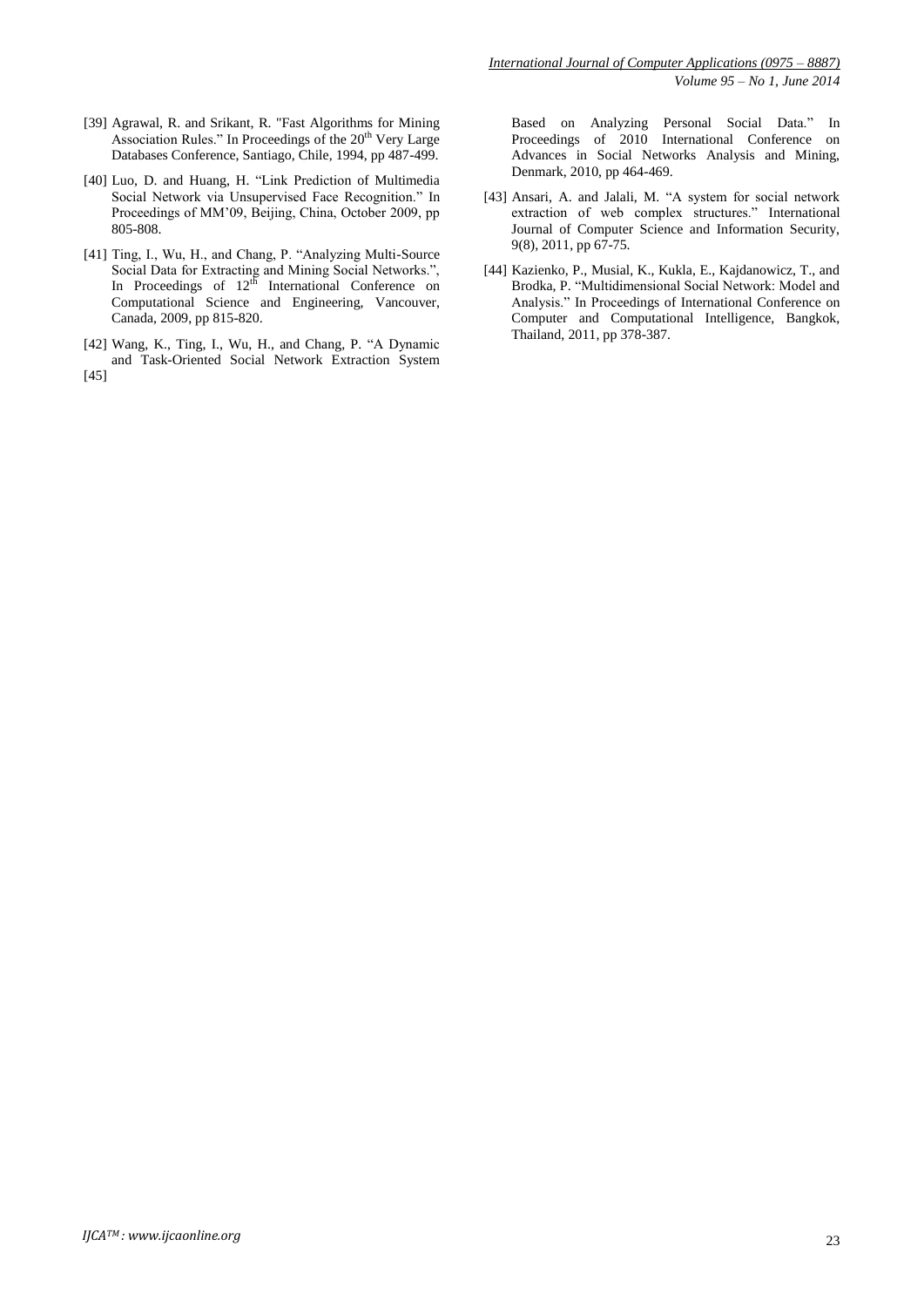[39] Agrawal, R. and Srikant, R. "Fast Algorithms for Mining Association Rules." In Proceedings of the 20th Very Large Databases Conference, Santiago, Chile, 1994, pp 487-499.

[40] Luo, D. and Huang, H. "Link Prediction of Multimedia Social Network via Unsupervised Face Recognition." In Proceedings of MM'09, Beijing, China, October 2009, pp 805-808.

[41] Ting, I., Wu, H., and Chang, P. "Analyzing Multi-Source Social Data for Extracting and Mining Social Networks.", In Proceedings of 12th International Conference on Computational Science and Engineering, Vancouver, Canada, 2009, pp 815-820.

[42] Wang, K., Ting, I., Wu, H., and Chang, P. "A Dynamic and Task-Oriented Social Network Extraction System Based on Analyzing Personal Social Data." In Proceedings of 2010 International Conference on Advances in Social Networks Analysis and Mining, Denmark, 2010, pp 464-469.

[43] Ansari, A. and Jalali, M. "A system for social network extraction of web complex structures." International Journal of Computer Science and Information Security, 9(8), 2011, pp 67-75.

[44] Kazienko, P., Musial, K., Kukla, E., Kajdanowicz, T., and Brodka, P. "Multidimensional Social Network: Model and Analysis." In Proceedings of International Conference on Computer and Computational Intelligence, Bangkok, Thailand, 2011, pp 378-387.

[45]